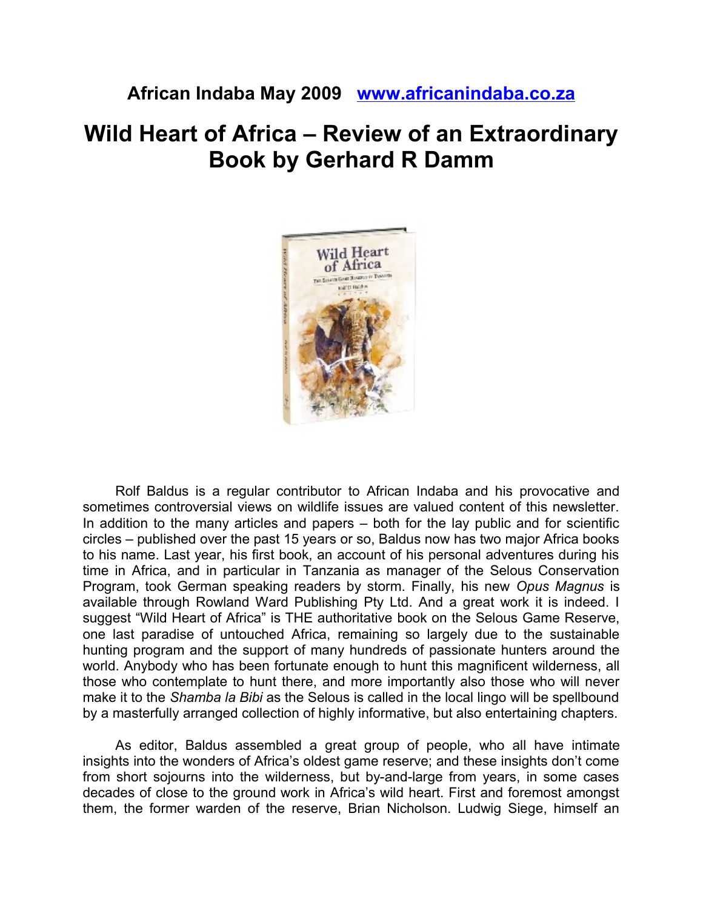**African Indaba May 2009 [www.africanindaba.co.za](http://www.africanindaba.co.za)**

# Wild Heart of Africa – Review of an Extraordinary Book by Gerhard R Damm

Rolf Baldus is a regular contributor to African Indaba and his provocative and sometimes controversial views on wildlife issues are valued content of this newsletter. In addition to the many articles and papers – both for the lay public and for scientific circles – published over the past 15 years or so, Baldus now has two major Africa books to his name. Last year, his first book, an account of his personal adventures during his time in Africa, and in particular in Tanzania as manager of the Selous Conservation Program, took German speaking readers by storm. Finally, his new *Opus Magnus* is available through Rowland Ward Publishing Pty Ltd. And a great work it is indeed. I suggest "Wild Heart of Africa" is THE authoritative book on the Selous Game Reserve, one last paradise of untouched Africa, remaining so largely due to the sustainable hunting program and the support of many hundreds of passionate hunters around the world. Anybody who has been fortunate enough to hunt this magnificent wilderness, all those who contemplate to hunt there, and more importantly also those who will never make it to the *Shamba la Bibi* as the Selous is called in the local lingo will be spellbound by a masterfully arranged collection of highly informative, but also entertaining chapters.

As editor, Baldus assembled a great group of people, who all have intimate insights into the wonders of Africa's oldest game reserve; and these insights don't come from short sojourns into the wilderness, but by-and-large from years, in some cases decades of close to the ground work in Africa's wild heart. First and foremost amongst them, the former warden of the reserve, Brian Nicholson. Ludwig Siege, himself an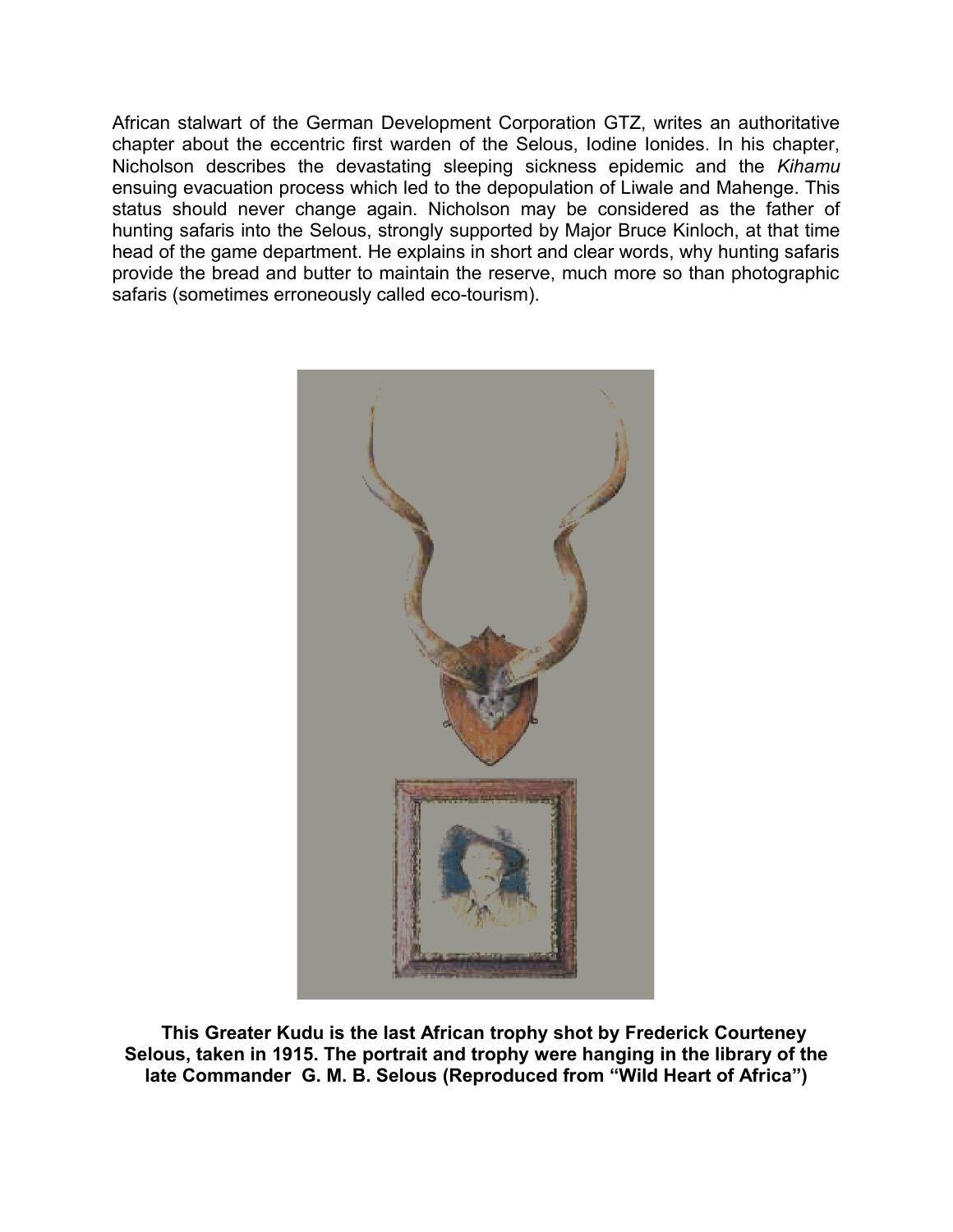African stalwart of the German Development Corporation GTZ, writes an authoritative chapter about the eccentric first warden of the Selous, Iodine Ionides. In his chapter, Nicholson describes the devastating sleeping sickness epidemic and the *Kihamu* ensuing evacuation process which led to the depopulation of Liwale and Mahenge. This status should never change again. Nicholson may be considered as the father of hunting safaris into the Selous, strongly supported by Major Bruce Kinloch, at that time head of the game department. He explains in short and clear words, why hunting safaris provide the bread and butter to maintain the reserve, much more so than photographic safaris (sometimes erroneously called eco-tourism).

**This Greater Kudu is the last African trophy shot by Frederick Courteney Selous, taken in 1915. The portrait and trophy were hanging in the library of the late Commander G. M. B. Selous (Reproduced from "Wild Heart of Africa")**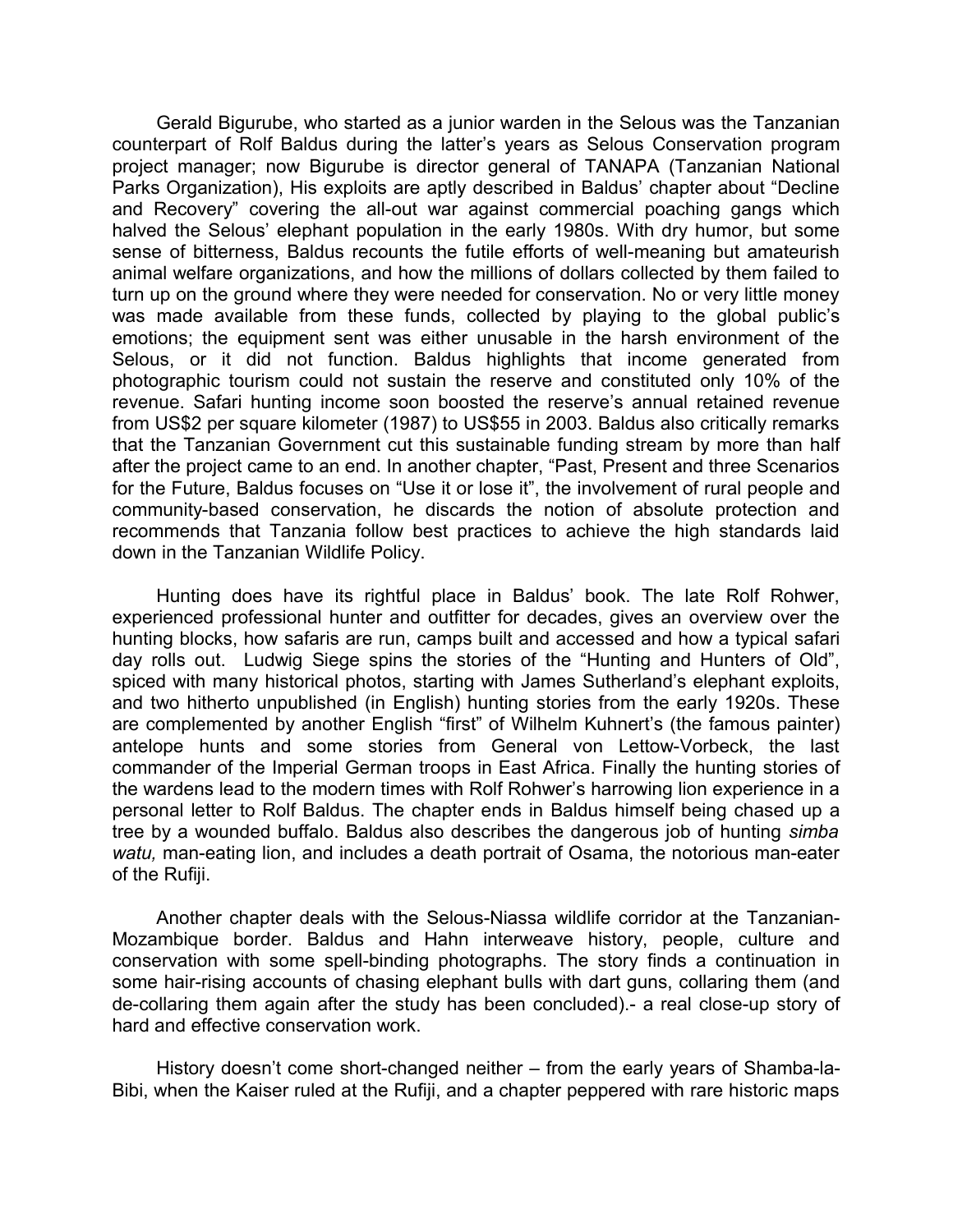Gerald Bigurube, who started as a junior warden in the Selous was the Tanzanian counterpart of Rolf Baldus during the latter's years as Selous Conservation program project manager; now Bigurube is director general of TANAPA (Tanzanian National Parks Organization), His exploits are aptly described in Baldus' chapter about "Decline and Recovery" covering the all-out war against commercial poaching gangs which halved the Selous' elephant population in the early 1980s. With dry humor, but some sense of bitterness, Baldus recounts the futile efforts of well-meaning but amateurish animal welfare organizations, and how the millions of dollars collected by them failed to turn up on the ground where they were needed for conservation. No or very little money was made available from these funds, collected by playing to the global public's emotions; the equipment sent was either unusable in the harsh environment of the Selous, or it did not function. Baldus highlights that income generated from photographic tourism could not sustain the reserve and constituted only 10% of the revenue. Safari hunting income soon boosted the reserve's annual retained revenue from US$2 per square kilometer (1987) to US$55 in 2003. Baldus also critically remarks that the Tanzanian Government cut this sustainable funding stream by more than half after the project came to an end. In another chapter, "Past, Present and three Scenarios for the Future, Baldus focuses on "Use it or lose it", the involvement of rural people and community-based conservation, he discards the notion of absolute protection and recommends that Tanzania follow best practices to achieve the high standards laid down in the Tanzanian Wildlife Policy.

Hunting does have its rightful place in Baldus' book. The late Rolf Rohwer, experienced professional hunter and outfitter for decades, gives an overview over the hunting blocks, how safaris are run, camps built and accessed and how a typical safari day rolls out. Ludwig Siege spins the stories of the "Hunting and Hunters of Old", spiced with many historical photos, starting with James Sutherland's elephant exploits, and two hitherto unpublished (in English) hunting stories from the early 1920s. These are complemented by another English "first" of Wilhelm Kuhnert's (the famous painter) antelope hunts and some stories from General von Lettow-Vorbeck, the last commander of the Imperial German troops in East Africa. Finally the hunting stories of the wardens lead to the modern times with Rolf Rohwer's harrowing lion experience in a personal letter to Rolf Baldus. The chapter ends in Baldus himself being chased up a tree by a wounded buffalo. Baldus also describes the dangerous job of hunting *simba watu,* man-eating lion, and includes a death portrait of Osama, the notorious man-eater of the Rufiji.

Another chapter deals with the Selous-Niassa wildlife corridor at the Tanzanian-Mozambique border. Baldus and Hahn interweave history, people, culture and conservation with some spell-binding photographs. The story finds a continuation in some hair-rising accounts of chasing elephant bulls with dart guns, collaring them (and de-collaring them again after the study has been concluded).- a real close-up story of hard and effective conservation work.

History doesn't come short-changed neither – from the early years of Shamba-la-Bibi, when the Kaiser ruled at the Rufiji, and a chapter peppered with rare historic maps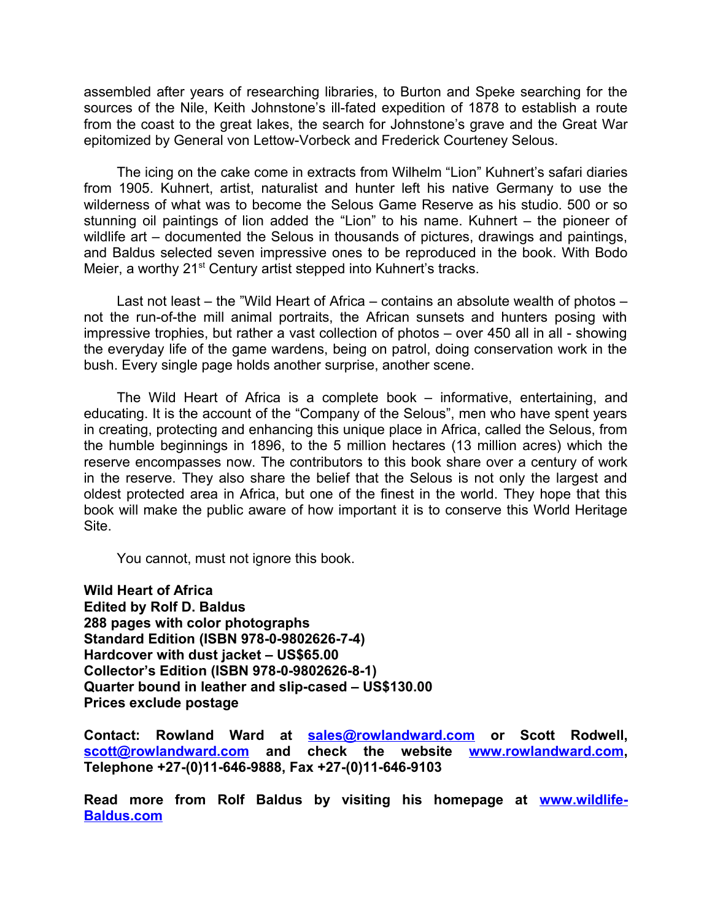assembled after years of researching libraries, to Burton and Speke searching for the sources of the Nile, Keith Johnstone's ill-fated expedition of 1878 to establish a route from the coast to the great lakes, the search for Johnstone's grave and the Great War epitomized by General von Lettow-Vorbeck and Frederick Courteney Selous.

The icing on the cake come in extracts from Wilhelm "Lion" Kuhnert's safari diaries from 1905. Kuhnert, artist, naturalist and hunter left his native Germany to use the wilderness of what was to become the Selous Game Reserve as his studio. 500 or so stunning oil paintings of lion added the "Lion" to his name. Kuhnert – the pioneer of wildlife art – documented the Selous in thousands of pictures, drawings and paintings, and Baldus selected seven impressive ones to be reproduced in the book. With Bodo Meier, a worthy 21st Century artist stepped into Kuhnert's tracks.

Last not least – the "Wild Heart of Africa – contains an absolute wealth of photos – not the run-of-the mill animal portraits, the African sunsets and hunters posing with impressive trophies, but rather a vast collection of photos – over 450 all in all - showing the everyday life of the game wardens, being on patrol, doing conservation work in the bush. Every single page holds another surprise, another scene.

The Wild Heart of Africa is a complete book – informative, entertaining, and educating. It is the account of the "Company of the Selous", men who have spent years in creating, protecting and enhancing this unique place in Africa, called the Selous, from the humble beginnings in 1896, to the 5 million hectares (13 million acres) which the reserve encompasses now. The contributors to this book share over a century of work in the reserve. They also share the belief that the Selous is not only the largest and oldest protected area in Africa, but one of the finest in the world. They hope that this book will make the public aware of how important it is to conserve this World Heritage Site.

You cannot, must not ignore this book.

**Wild Heart of Africa**
**Edited by Rolf D. Baldus**
**288 pages with color photographs**
**Standard Edition (ISBN 978-0-9802626-7-4)**
**Hardcover with dust jacket – US$65.00**
**Collector's Edition (ISBN 978-0-9802626-8-1)**
**Quarter bound in leather and slip-cased – US$130.00**
**Prices exclude postage**

**Contact: Rowland Ward at sales@rowlandward.com or Scott Rodwell, scott@rowlandward.com and check the website www.rowlandward.com, Telephone +27-(0)11-646-9888, Fax +27-(0)11-646-9103**

**Read more from Rolf Baldus by visiting his homepage at www.wildlife-Baldus.com**